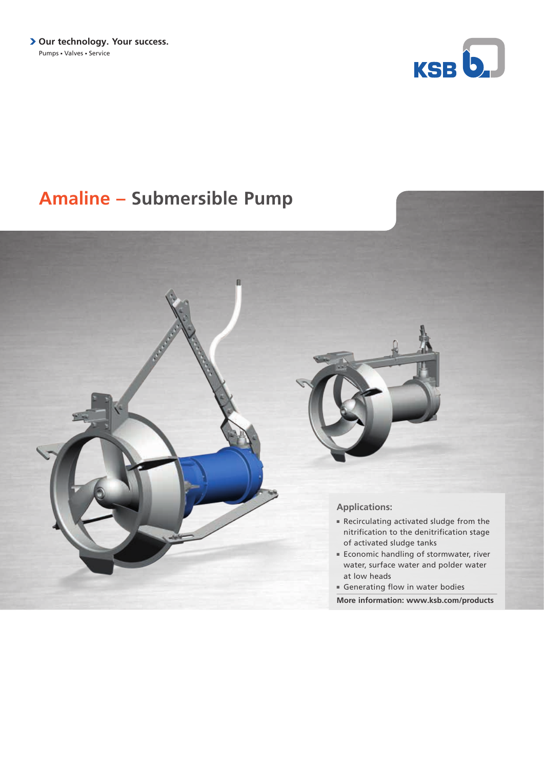**Our technology. Your success.**
Pumps • Valves • Service

# Amaline – Submersible Pump

### Applications:

- Recirculating activated sludge from the nitrification to the denitrification stage of activated sludge tanks
- Economic handling of stormwater, river water, surface water and polder water at low heads
- Generating flow in water bodies

**More information: www.ksb.com/products**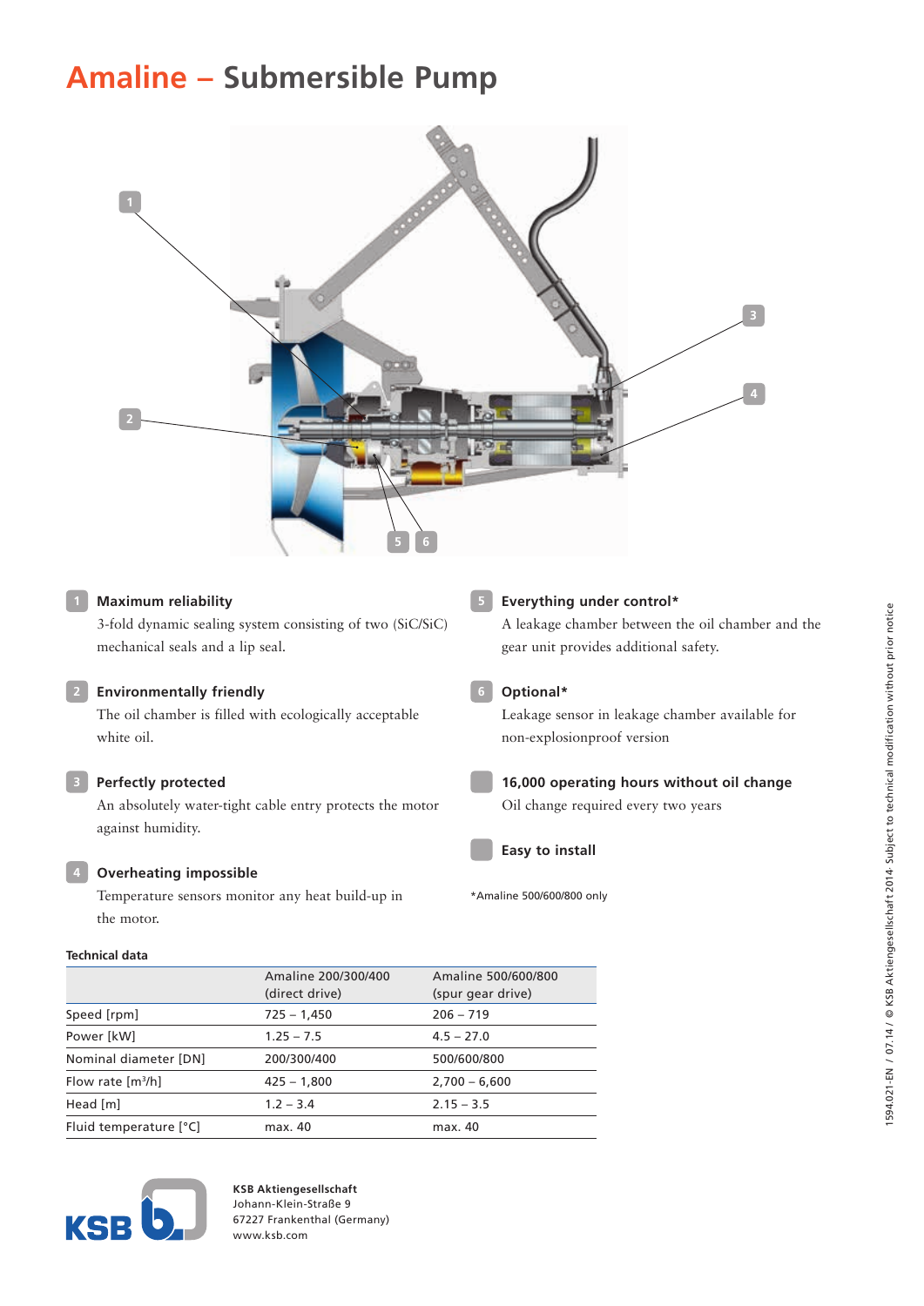# Amaline – Submersible Pump

1 **Maximum reliability**
3-fold dynamic sealing system consisting of two (SiC/SiC) mechanical seals and a lip seal.

2 **Environmentally friendly**
The oil chamber is filled with ecologically acceptable white oil.

3 **Perfectly protected**
An absolutely water-tight cable entry protects the motor against humidity.

4 **Overheating impossible**
Temperature sensors monitor any heat build-up in the motor.

5 **Everything under control***
A leakage chamber between the oil chamber and the gear unit provides additional safety.

6 **Optional***
Leakage sensor in leakage chamber available for non-explosionproof version

**16,000 operating hours without oil change**
Oil change required every two years

**Easy to install**

*Amaline 500/600/800 only

**Technical data**

| | Amaline 200/300/400 (direct drive) | Amaline 500/600/800 (spur gear drive) |
|---|---|---|
| Speed [rpm] | 725 – 1,450 | 206 – 719 |
| Power [kW] | 1.25 – 7.5 | 4.5 – 27.0 |
| Nominal diameter [DN] | 200/300/400 | 500/600/800 |
| Flow rate [m³/h] | 425 – 1,800 | 2,700 – 6,600 |
| Head [m] | 1.2 – 3.4 | 2.15 – 3.5 |
| Fluid temperature [°C] | max. 40 | max. 40 |

**KSB Aktiengesellschaft**
Johann-Klein-Straße 9
67227 Frankenthal (Germany)
www.ksb.com

1594.021-EN / 07.14 / © KSB Aktiengesellschaft 2014 · Subject to technical modification without prior notice